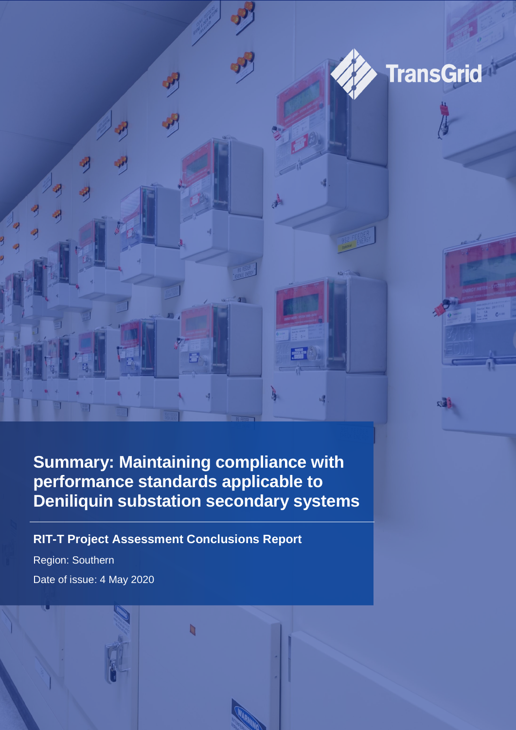# Summary: Maintaining compliance with performance standards applicable to Deniliquin substation secondary systems

## RIT-T Project Assessment Conclusions Report

Region: Southern

Date of issue: 4 May 2020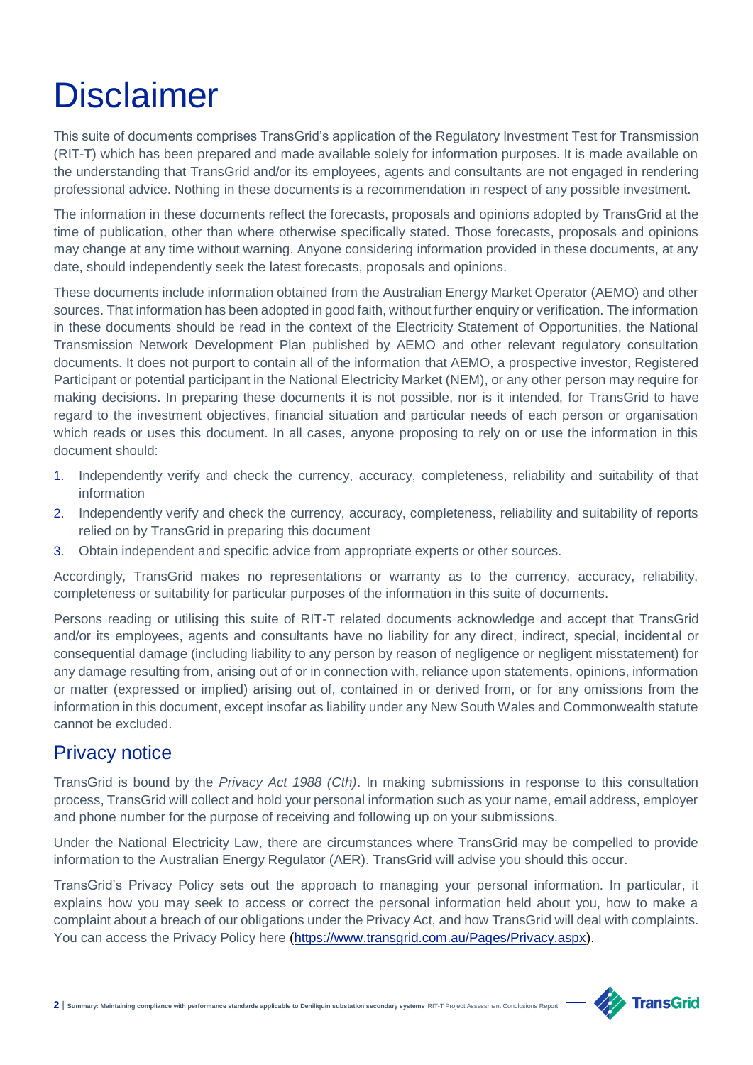# Disclaimer

This suite of documents comprises TransGrid's application of the Regulatory Investment Test for Transmission (RIT-T) which has been prepared and made available solely for information purposes. It is made available on the understanding that TransGrid and/or its employees, agents and consultants are not engaged in rendering professional advice. Nothing in these documents is a recommendation in respect of any possible investment.

The information in these documents reflect the forecasts, proposals and opinions adopted by TransGrid at the time of publication, other than where otherwise specifically stated. Those forecasts, proposals and opinions may change at any time without warning. Anyone considering information provided in these documents, at any date, should independently seek the latest forecasts, proposals and opinions.

These documents include information obtained from the Australian Energy Market Operator (AEMO) and other sources. That information has been adopted in good faith, without further enquiry or verification. The information in these documents should be read in the context of the Electricity Statement of Opportunities, the National Transmission Network Development Plan published by AEMO and other relevant regulatory consultation documents. It does not purport to contain all of the information that AEMO, a prospective investor, Registered Participant or potential participant in the National Electricity Market (NEM), or any other person may require for making decisions. In preparing these documents it is not possible, nor is it intended, for TransGrid to have regard to the investment objectives, financial situation and particular needs of each person or organisation which reads or uses this document. In all cases, anyone proposing to rely on or use the information in this document should:

1. Independently verify and check the currency, accuracy, completeness, reliability and suitability of that information
2. Independently verify and check the currency, accuracy, completeness, reliability and suitability of reports relied on by TransGrid in preparing this document
3. Obtain independent and specific advice from appropriate experts or other sources.

Accordingly, TransGrid makes no representations or warranty as to the currency, accuracy, reliability, completeness or suitability for particular purposes of the information in this suite of documents.

Persons reading or utilising this suite of RIT-T related documents acknowledge and accept that TransGrid and/or its employees, agents and consultants have no liability for any direct, indirect, special, incidental or consequential damage (including liability to any person by reason of negligence or negligent misstatement) for any damage resulting from, arising out of or in connection with, reliance upon statements, opinions, information or matter (expressed or implied) arising out of, contained in or derived from, or for any omissions from the information in this document, except insofar as liability under any New South Wales and Commonwealth statute cannot be excluded.

## Privacy notice

TransGrid is bound by the *Privacy Act 1988 (Cth)*. In making submissions in response to this consultation process, TransGrid will collect and hold your personal information such as your name, email address, employer and phone number for the purpose of receiving and following up on your submissions.

Under the National Electricity Law, there are circumstances where TransGrid may be compelled to provide information to the Australian Energy Regulator (AER). TransGrid will advise you should this occur.

TransGrid's Privacy Policy sets out the approach to managing your personal information. In particular, it explains how you may seek to access or correct the personal information held about you, how to make a complaint about a breach of our obligations under the Privacy Act, and how TransGrid will deal with complaints. You can access the Privacy Policy here (https://www.transgrid.com.au/Pages/Privacy.aspx).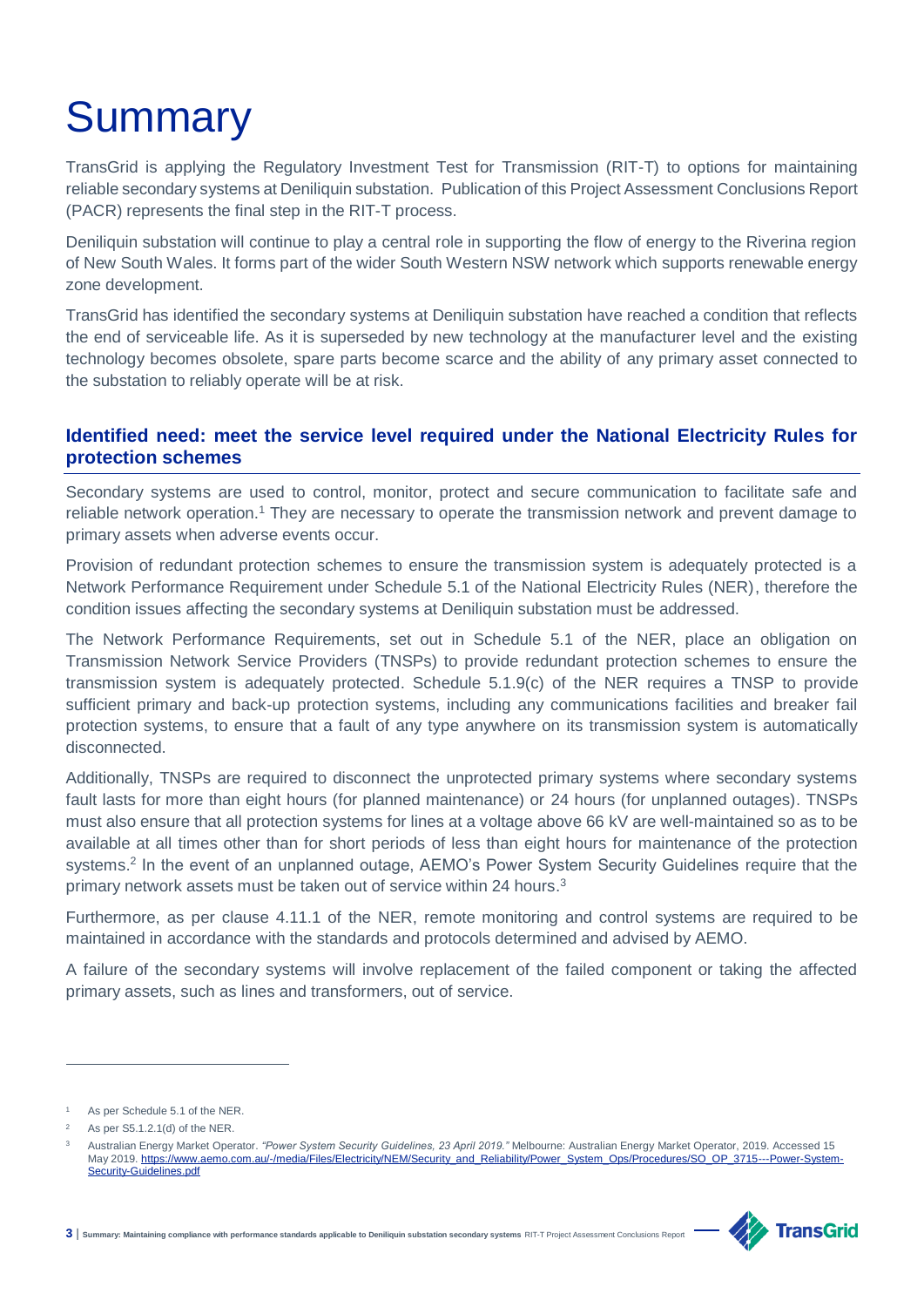# Summary

TransGrid is applying the Regulatory Investment Test for Transmission (RIT-T) to options for maintaining reliable secondary systems at Deniliquin substation. Publication of this Project Assessment Conclusions Report (PACR) represents the final step in the RIT-T process.

Deniliquin substation will continue to play a central role in supporting the flow of energy to the Riverina region of New South Wales. It forms part of the wider South Western NSW network which supports renewable energy zone development.

TransGrid has identified the secondary systems at Deniliquin substation have reached a condition that reflects the end of serviceable life. As it is superseded by new technology at the manufacturer level and the existing technology becomes obsolete, spare parts become scarce and the ability of any primary asset connected to the substation to reliably operate will be at risk.

## Identified need: meet the service level required under the National Electricity Rules for protection schemes

Secondary systems are used to control, monitor, protect and secure communication to facilitate safe and reliable network operation.[1] They are necessary to operate the transmission network and prevent damage to primary assets when adverse events occur.

Provision of redundant protection schemes to ensure the transmission system is adequately protected is a Network Performance Requirement under Schedule 5.1 of the National Electricity Rules (NER), therefore the condition issues affecting the secondary systems at Deniliquin substation must be addressed.

The Network Performance Requirements, set out in Schedule 5.1 of the NER, place an obligation on Transmission Network Service Providers (TNSPs) to provide redundant protection schemes to ensure the transmission system is adequately protected. Schedule 5.1.9(c) of the NER requires a TNSP to provide sufficient primary and back-up protection systems, including any communications facilities and breaker fail protection systems, to ensure that a fault of any type anywhere on its transmission system is automatically disconnected.

Additionally, TNSPs are required to disconnect the unprotected primary systems where secondary systems fault lasts for more than eight hours (for planned maintenance) or 24 hours (for unplanned outages). TNSPs must also ensure that all protection systems for lines at a voltage above 66 kV are well-maintained so as to be available at all times other than for short periods of less than eight hours for maintenance of the protection systems.[2] In the event of an unplanned outage, AEMO's Power System Security Guidelines require that the primary network assets must be taken out of service within 24 hours.[3]

Furthermore, as per clause 4.11.1 of the NER, remote monitoring and control systems are required to be maintained in accordance with the standards and protocols determined and advised by AEMO.

A failure of the secondary systems will involve replacement of the failed component or taking the affected primary assets, such as lines and transformers, out of service.

---

[1] As per Schedule 5.1 of the NER.

[2] As per S5.1.2.1(d) of the NER.

[3] Australian Energy Market Operator. *"Power System Security Guidelines, 23 April 2019."* Melbourne: Australian Energy Market Operator, 2019. Accessed 15 May 2019. https://www.aemo.com.au/-/media/Files/Electricity/NEM/Security_and_Reliability/Power_System_Ops/Procedures/SO_OP_3715---Power-System-Security-Guidelines.pdf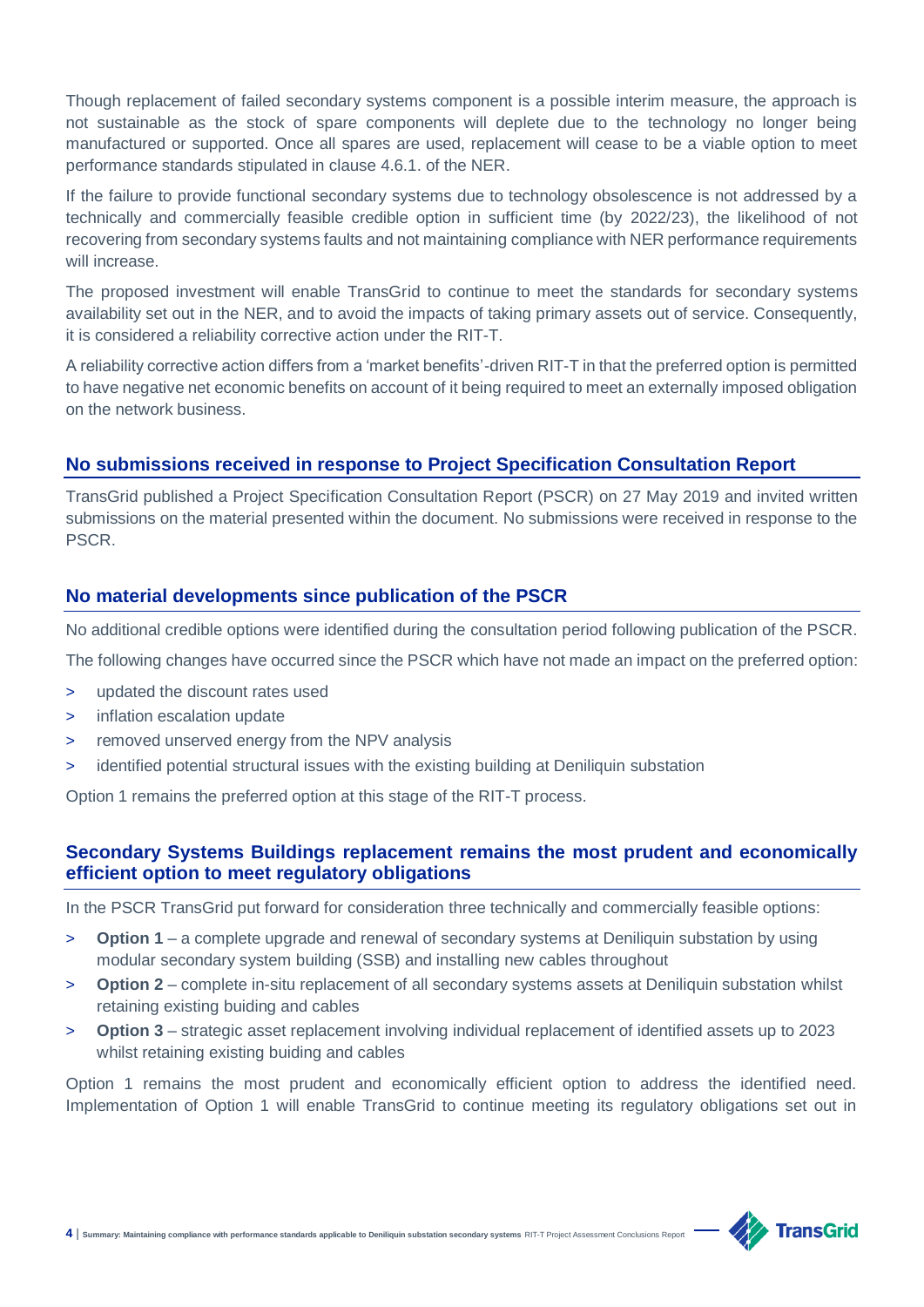Though replacement of failed secondary systems component is a possible interim measure, the approach is not sustainable as the stock of spare components will deplete due to the technology no longer being manufactured or supported. Once all spares are used, replacement will cease to be a viable option to meet performance standards stipulated in clause 4.6.1. of the NER.

If the failure to provide functional secondary systems due to technology obsolescence is not addressed by a technically and commercially feasible credible option in sufficient time (by 2022/23), the likelihood of not recovering from secondary systems faults and not maintaining compliance with NER performance requirements will increase.

The proposed investment will enable TransGrid to continue to meet the standards for secondary systems availability set out in the NER, and to avoid the impacts of taking primary assets out of service. Consequently, it is considered a reliability corrective action under the RIT-T.

A reliability corrective action differs from a 'market benefits'-driven RIT-T in that the preferred option is permitted to have negative net economic benefits on account of it being required to meet an externally imposed obligation on the network business.

## No submissions received in response to Project Specification Consultation Report

TransGrid published a Project Specification Consultation Report (PSCR) on 27 May 2019 and invited written submissions on the material presented within the document. No submissions were received in response to the PSCR.

## No material developments since publication of the PSCR

No additional credible options were identified during the consultation period following publication of the PSCR.

The following changes have occurred since the PSCR which have not made an impact on the preferred option:

- updated the discount rates used
- inflation escalation update
- removed unserved energy from the NPV analysis
- identified potential structural issues with the existing building at Deniliquin substation

Option 1 remains the preferred option at this stage of the RIT-T process.

## Secondary Systems Buildings replacement remains the most prudent and economically efficient option to meet regulatory obligations

In the PSCR TransGrid put forward for consideration three technically and commercially feasible options:

- **Option 1** – a complete upgrade and renewal of secondary systems at Deniliquin substation by using modular secondary system building (SSB) and installing new cables throughout
- **Option 2** – complete in-situ replacement of all secondary systems assets at Deniliquin substation whilst retaining existing buiding and cables
- **Option 3** – strategic asset replacement involving individual replacement of identified assets up to 2023 whilst retaining existing buiding and cables

Option 1 remains the most prudent and economically efficient option to address the identified need. Implementation of Option 1 will enable TransGrid to continue meeting its regulatory obligations set out in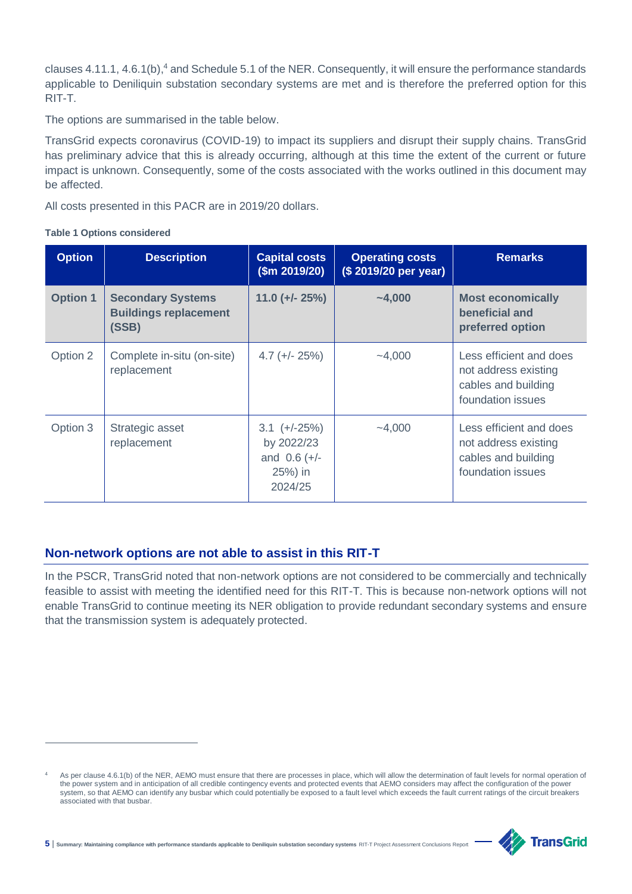clauses 4.11.1, 4.6.1(b),[4] and Schedule 5.1 of the NER. Consequently, it will ensure the performance standards applicable to Deniliquin substation secondary systems are met and is therefore the preferred option for this RIT-T.

The options are summarised in the table below.

TransGrid expects coronavirus (COVID-19) to impact its suppliers and disrupt their supply chains. TransGrid has preliminary advice that this is already occurring, although at this time the extent of the current or future impact is unknown. Consequently, some of the costs associated with the works outlined in this document may be affected.

All costs presented in this PACR are in 2019/20 dollars.

**Table 1 Options considered**

| Option | Description | Capital costs ($m 2019/20) | Operating costs ($ 2019/20 per year) | Remarks |
|---|---|---|---|---|
| **Option 1** | **Secondary Systems Buildings replacement (SSB)** | **11.0 (+/- 25%)** | **~4,000** | **Most economically beneficial and preferred option** |
| Option 2 | Complete in-situ (on-site) replacement | 4.7 (+/- 25%) | ~4,000 | Less efficient and does not address existing cables and building foundation issues |
| Option 3 | Strategic asset replacement | 3.1 (+/-25%) by 2022/23 and 0.6 (+/- 25%) in 2024/25 | ~4,000 | Less efficient and does not address existing cables and building foundation issues |

## Non-network options are not able to assist in this RIT-T

In the PSCR, TransGrid noted that non-network options are not considered to be commercially and technically feasible to assist with meeting the identified need for this RIT-T. This is because non-network options will not enable TransGrid to continue meeting its NER obligation to provide redundant secondary systems and ensure that the transmission system is adequately protected.

[4] As per clause 4.6.1(b) of the NER, AEMO must ensure that there are processes in place, which will allow the determination of fault levels for normal operation of the power system and in anticipation of all credible contingency events and protected events that AEMO considers may affect the configuration of the power system, so that AEMO can identify any busbar which could potentially be exposed to a fault level which exceeds the fault current ratings of the circuit breakers associated with that busbar.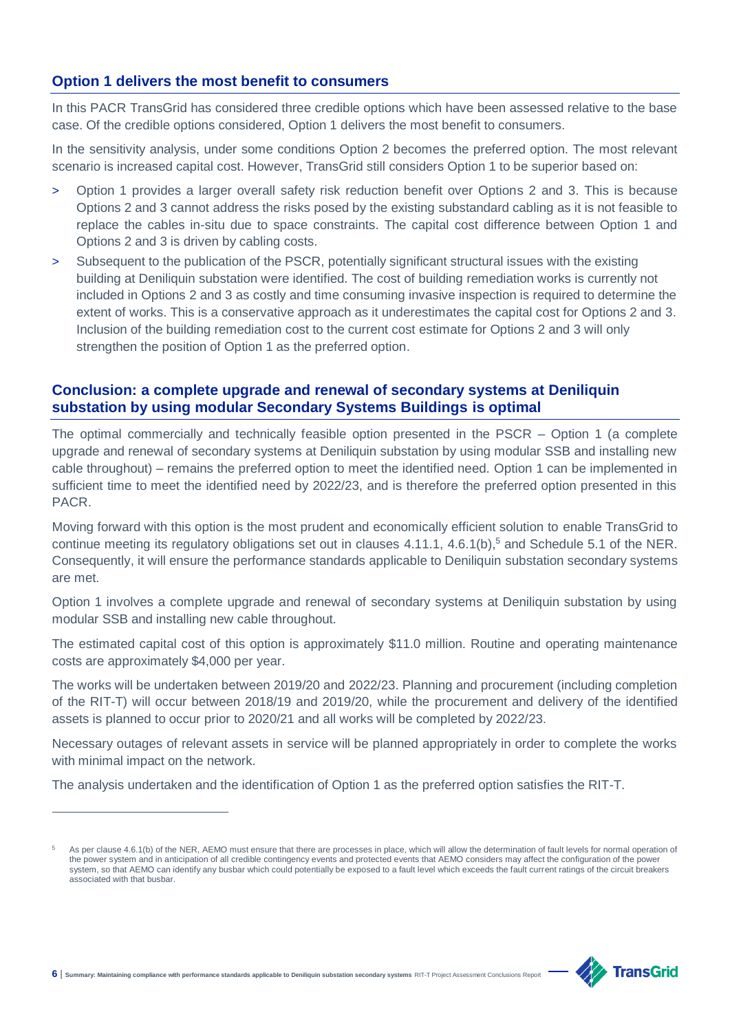## Option 1 delivers the most benefit to consumers

In this PACR TransGrid has considered three credible options which have been assessed relative to the base case. Of the credible options considered, Option 1 delivers the most benefit to consumers.

In the sensitivity analysis, under some conditions Option 2 becomes the preferred option. The most relevant scenario is increased capital cost. However, TransGrid still considers Option 1 to be superior based on:

- Option 1 provides a larger overall safety risk reduction benefit over Options 2 and 3. This is because Options 2 and 3 cannot address the risks posed by the existing substandard cabling as it is not feasible to replace the cables in-situ due to space constraints. The capital cost difference between Option 1 and Options 2 and 3 is driven by cabling costs.
- Subsequent to the publication of the PSCR, potentially significant structural issues with the existing building at Deniliquin substation were identified. The cost of building remediation works is currently not included in Options 2 and 3 as costly and time consuming invasive inspection is required to determine the extent of works. This is a conservative approach as it underestimates the capital cost for Options 2 and 3. Inclusion of the building remediation cost to the current cost estimate for Options 2 and 3 will only strengthen the position of Option 1 as the preferred option.

## Conclusion: a complete upgrade and renewal of secondary systems at Deniliquin substation by using modular Secondary Systems Buildings is optimal

The optimal commercially and technically feasible option presented in the PSCR – Option 1 (a complete upgrade and renewal of secondary systems at Deniliquin substation by using modular SSB and installing new cable throughout) – remains the preferred option to meet the identified need. Option 1 can be implemented in sufficient time to meet the identified need by 2022/23, and is therefore the preferred option presented in this PACR.

Moving forward with this option is the most prudent and economically efficient solution to enable TransGrid to continue meeting its regulatory obligations set out in clauses 4.11.1, 4.6.1(b),[5] and Schedule 5.1 of the NER. Consequently, it will ensure the performance standards applicable to Deniliquin substation secondary systems are met.

Option 1 involves a complete upgrade and renewal of secondary systems at Deniliquin substation by using modular SSB and installing new cable throughout.

The estimated capital cost of this option is approximately $11.0 million. Routine and operating maintenance costs are approximately $4,000 per year.

The works will be undertaken between 2019/20 and 2022/23. Planning and procurement (including completion of the RIT-T) will occur between 2018/19 and 2019/20, while the procurement and delivery of the identified assets is planned to occur prior to 2020/21 and all works will be completed by 2022/23.

Necessary outages of relevant assets in service will be planned appropriately in order to complete the works with minimal impact on the network.

The analysis undertaken and the identification of Option 1 as the preferred option satisfies the RIT-T.

---

[5] As per clause 4.6.1(b) of the NER, AEMO must ensure that there are processes in place, which will allow the determination of fault levels for normal operation of the power system and in anticipation of all credible contingency events and protected events that AEMO considers may affect the configuration of the power system, so that AEMO can identify any busbar which could potentially be exposed to a fault level which exceeds the fault current ratings of the circuit breakers associated with that busbar.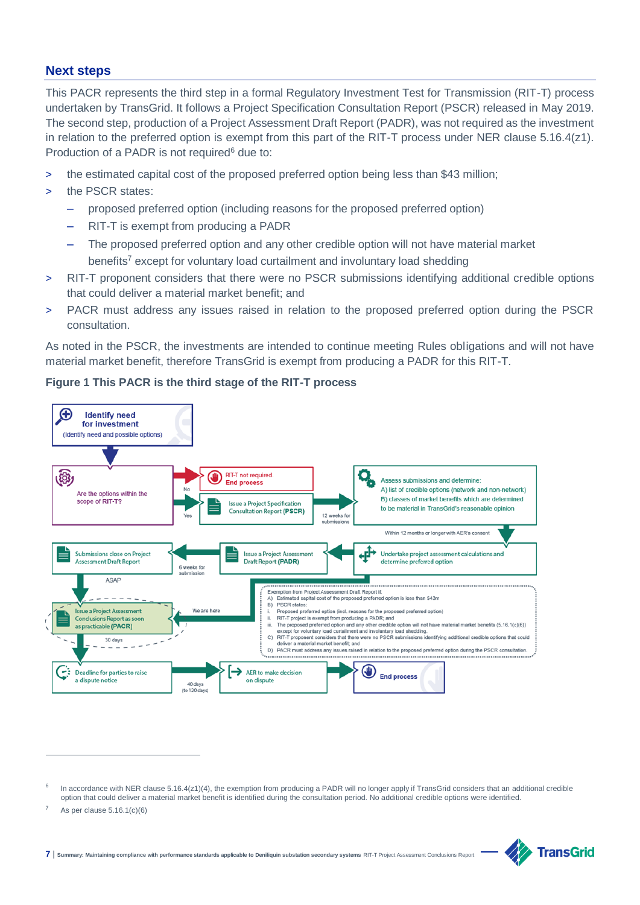## Next steps

This PACR represents the third step in a formal Regulatory Investment Test for Transmission (RIT-T) process undertaken by TransGrid. It follows a Project Specification Consultation Report (PSCR) released in May 2019. The second step, production of a Project Assessment Draft Report (PADR), was not required as the investment in relation to the preferred option is exempt from this part of the RIT-T process under NER clause 5.16.4(z1). Production of a PADR is not required[6] due to:

> the estimated capital cost of the proposed preferred option being less than $43 million;

> the PSCR states:

- proposed preferred option (including reasons for the proposed preferred option)
- RIT-T is exempt from producing a PADR
- The proposed preferred option and any other credible option will not have material market benefits[7] except for voluntary load curtailment and involuntary load shedding

> RIT-T proponent considers that there were no PSCR submissions identifying additional credible options that could deliver a material market benefit; and

> PACR must address any issues raised in relation to the proposed preferred option during the PSCR consultation.

As noted in the PSCR, the investments are intended to continue meeting Rules obligations and will not have material market benefit, therefore TransGrid is exempt from producing a PADR for this RIT-T.

**Figure 1 This PACR is the third stage of the RIT-T process**

Identify need for investment (Identify need and possible options)

Are the options within the scope of RIT-T?

No → RIT-T not required. End process

Yes → Issue a Project Specification Consultation Report (PSCR)

12 weeks for submissions

Assess submissions and determine: A) list of credible options (network and non-network) B) classes of market benefits which are determined to be material in TransGrid's reasonable opinion

Within 12 months or longer with AER's consent

Undertake project assessment calculations and determine preferred option

Issue a Project Assessment Draft Report (PADR)

6 weeks for submission

Submissions close on Project Assessment Draft Report

ASAP

We are here

Issue a Project Assessment Conclusions Report as soon as practicable (PACR)

Exemption from Project Assessment Draft Report if:
A) Estimated capital cost of the proposed preferred option is less than $43m
B) PSCR states:
i. Proposed preferred option (incl. reasons for the proposed preferred option)
ii. RIT-T project is exempt from producing a PADR; and
iii. The proposed preferred option and any other credible option will not have material market benefits (5.16.1(c)(6)) except for voluntary load curtailment and involuntary load shedding.
C) RIT-T proponent considers that there were no PSCR submissions identifying additional credible options that could deliver a material market benefit; and
D) PACR must address any issues raised in relation to the proposed preferred option during the PSCR consultation.

30 days

Deadline for parties to raise a dispute notice

40 days (to 120 days)

AER to make decision on dispute

End process

---

[6] In accordance with NER clause 5.16.4(z1)(4), the exemption from producing a PADR will no longer apply if TransGrid considers that an additional credible option that could deliver a material market benefit is identified during the consultation period. No additional credible options were identified.

[7] As per clause 5.16.1(c)(6)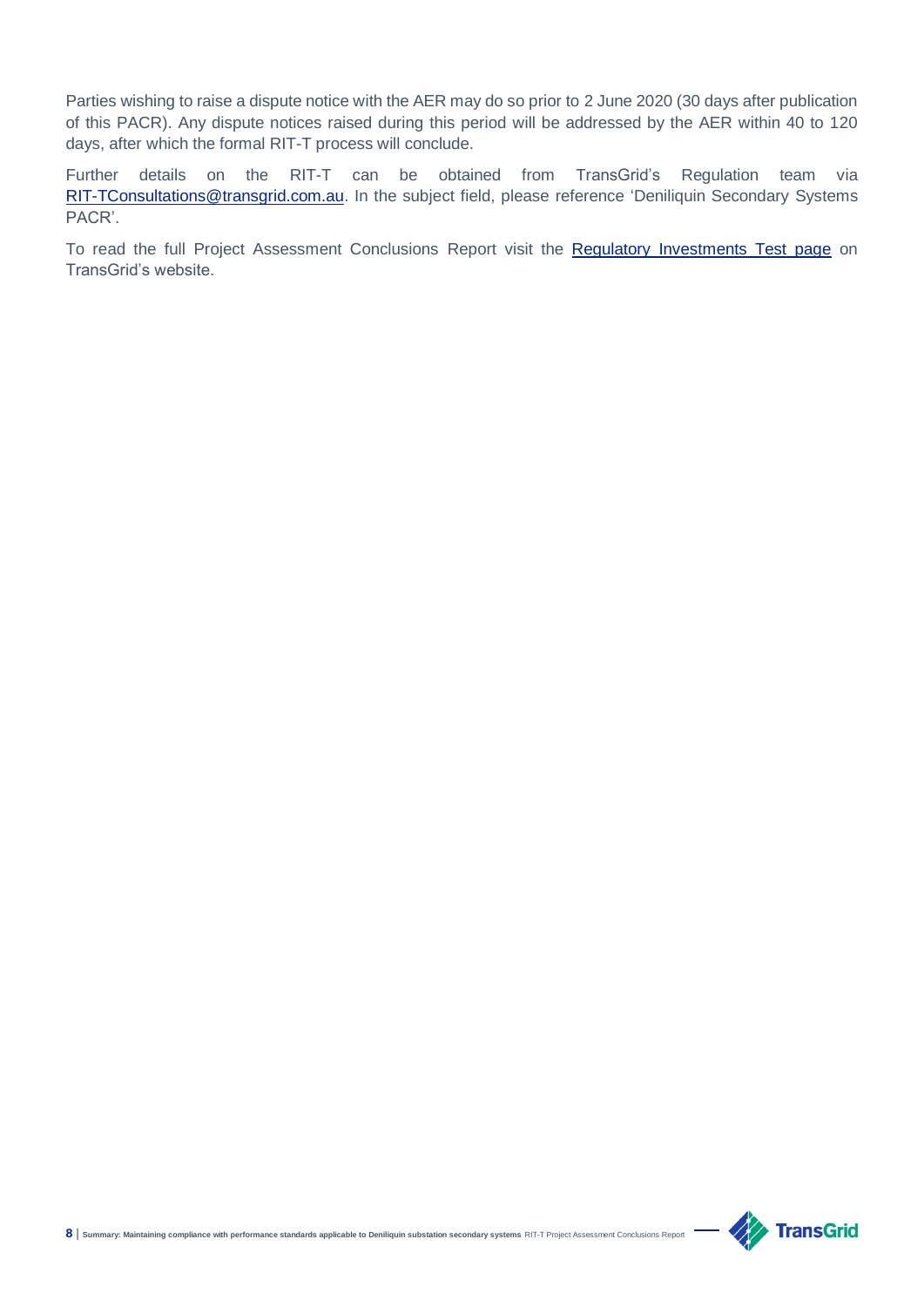Parties wishing to raise a dispute notice with the AER may do so prior to 2 June 2020 (30 days after publication of this PACR). Any dispute notices raised during this period will be addressed by the AER within 40 to 120 days, after which the formal RIT-T process will conclude.

Further details on the RIT-T can be obtained from TransGrid's Regulation team via RIT-TConsultations@transgrid.com.au. In the subject field, please reference 'Deniliquin Secondary Systems PACR'.

To read the full Project Assessment Conclusions Report visit the Regulatory Investments Test page on TransGrid's website.